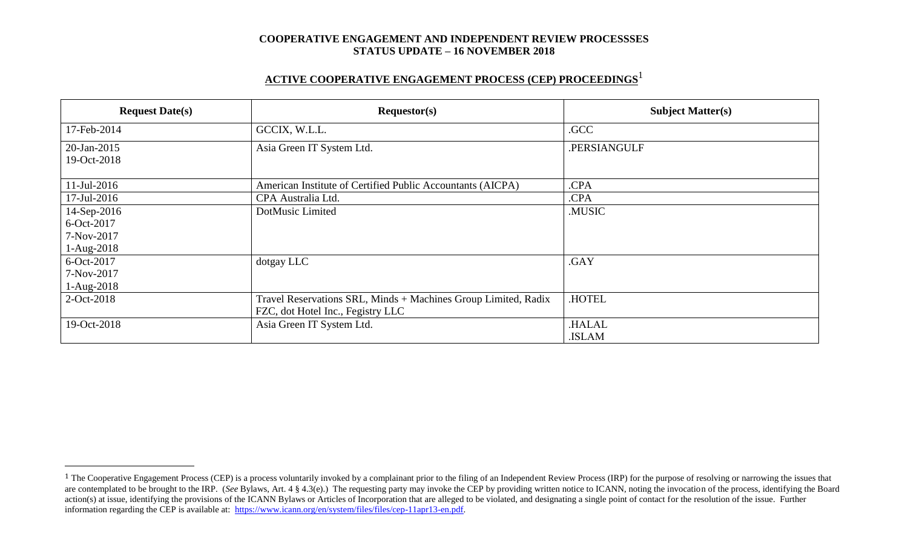**COOPERATIVE ENGAGEMENT AND INDEPENDENT REVIEW PROCESSSES**
**STATUS UPDATE – 16 NOVEMBER 2018**

## ACTIVE COOPERATIVE ENGAGEMENT PROCESS (CEP) PROCEEDINGS[1]

| Request Date(s) | Requestor(s) | Subject Matter(s) |
|---|---|---|
| 17-Feb-2014 | GCCIX, W.L.L. | .GCC |
| 20-Jan-2015<br>19-Oct-2018 | Asia Green IT System Ltd. | .PERSIANGULF |
| 11-Jul-2016 | American Institute of Certified Public Accountants (AICPA) | .CPA |
| 17-Jul-2016 | CPA Australia Ltd. | .CPA |
| 14-Sep-2016<br>6-Oct-2017<br>7-Nov-2017<br>1-Aug-2018 | DotMusic Limited | .MUSIC |
| 6-Oct-2017<br>7-Nov-2017<br>1-Aug-2018 | dotgay LLC | .GAY |
| 2-Oct-2018 | Travel Reservations SRL, Minds + Machines Group Limited, Radix FZC, dot Hotel Inc., Fegistry LLC | .HOTEL |
| 19-Oct-2018 | Asia Green IT System Ltd. | .HALAL<br>.ISLAM |

[1] The Cooperative Engagement Process (CEP) is a process voluntarily invoked by a complainant prior to the filing of an Independent Review Process (IRP) for the purpose of resolving or narrowing the issues that are contemplated to be brought to the IRP. (*See* Bylaws, Art. 4 § 4.3(e).) The requesting party may invoke the CEP by providing written notice to ICANN, noting the invocation of the process, identifying the Board action(s) at issue, identifying the provisions of the ICANN Bylaws or Articles of Incorporation that are alleged to be violated, and designating a single point of contact for the resolution of the issue. Further information regarding the CEP is available at: https://www.icann.org/en/system/files/files/cep-11apr13-en.pdf.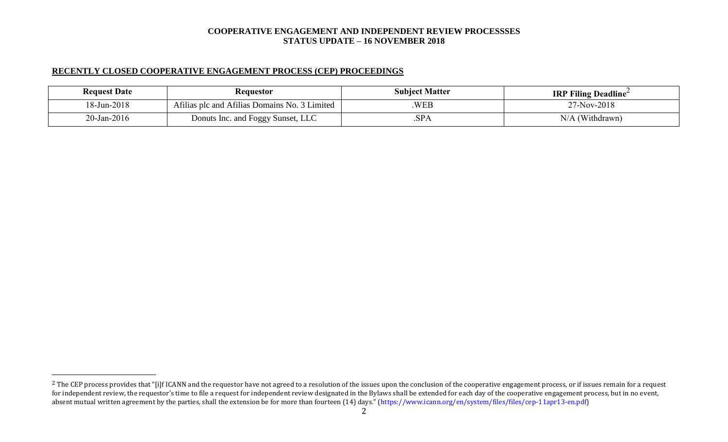**COOPERATIVE ENGAGEMENT AND INDEPENDENT REVIEW PROCESSSES**
**STATUS UPDATE – 16 NOVEMBER 2018**

## RECENTLY CLOSED COOPERATIVE ENGAGEMENT PROCESS (CEP) PROCEEDINGS

| Request Date | Requestor | Subject Matter | IRP Filing Deadline[2] |
|---|---|---|---|
| 18-Jun-2018 | Afilias plc and Afilias Domains No. 3 Limited | .WEB | 27-Nov-2018 |
| 20-Jan-2016 | Donuts Inc. and Foggy Sunset, LLC | .SPA | N/A (Withdrawn) |

[2] The CEP process provides that "[i]f ICANN and the requestor have not agreed to a resolution of the issues upon the conclusion of the cooperative engagement process, or if issues remain for a request for independent review, the requestor's time to file a request for independent review designated in the Bylaws shall be extended for each day of the cooperative engagement process, but in no event, absent mutual written agreement by the parties, shall the extension be for more than fourteen (14) days." (https://www.icann.org/en/system/files/files/cep-11apr13-en.pdf)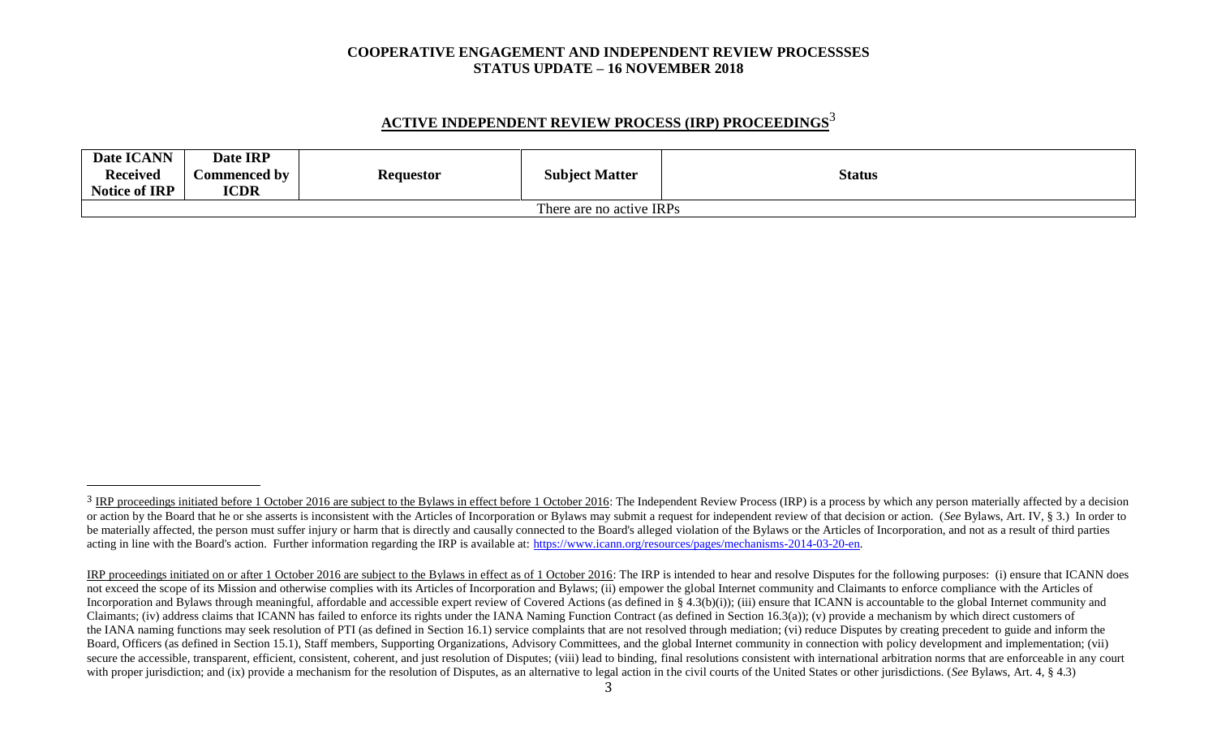**COOPERATIVE ENGAGEMENT AND INDEPENDENT REVIEW PROCESSSES**
**STATUS UPDATE – 16 NOVEMBER 2018**

## ACTIVE INDEPENDENT REVIEW PROCESS (IRP) PROCEEDINGS[3]

| Date ICANN Received Notice of IRP | Date IRP Commenced by ICDR | Requestor | Subject Matter | Status |
|---|---|---|---|---|
| There are no active IRPs | | | | |

---

[3] IRP proceedings initiated before 1 October 2016 are subject to the Bylaws in effect before 1 October 2016: The Independent Review Process (IRP) is a process by which any person materially affected by a decision or action by the Board that he or she asserts is inconsistent with the Articles of Incorporation or Bylaws may submit a request for independent review of that decision or action. (*See* Bylaws, Art. IV, § 3.) In order to be materially affected, the person must suffer injury or harm that is directly and causally connected to the Board's alleged violation of the Bylaws or the Articles of Incorporation, and not as a result of third parties acting in line with the Board's action. Further information regarding the IRP is available at: https://www.icann.org/resources/pages/mechanisms-2014-03-20-en.

IRP proceedings initiated on or after 1 October 2016 are subject to the Bylaws in effect as of 1 October 2016: The IRP is intended to hear and resolve Disputes for the following purposes: (i) ensure that ICANN does not exceed the scope of its Mission and otherwise complies with its Articles of Incorporation and Bylaws; (ii) empower the global Internet community and Claimants to enforce compliance with the Articles of Incorporation and Bylaws through meaningful, affordable and accessible expert review of Covered Actions (as defined in § 4.3(b)(i)); (iii) ensure that ICANN is accountable to the global Internet community and Claimants; (iv) address claims that ICANN has failed to enforce its rights under the IANA Naming Function Contract (as defined in Section 16.3(a)); (v) provide a mechanism by which direct customers of the IANA naming functions may seek resolution of PTI (as defined in Section 16.1) service complaints that are not resolved through mediation; (vi) reduce Disputes by creating precedent to guide and inform the Board, Officers (as defined in Section 15.1), Staff members, Supporting Organizations, Advisory Committees, and the global Internet community in connection with policy development and implementation; (vii) secure the accessible, transparent, efficient, consistent, coherent, and just resolution of Disputes; (viii) lead to binding, final resolutions consistent with international arbitration norms that are enforceable in any court with proper jurisdiction; and (ix) provide a mechanism for the resolution of Disputes, as an alternative to legal action in the civil courts of the United States or other jurisdictions. (*See* Bylaws, Art. 4, § 4.3)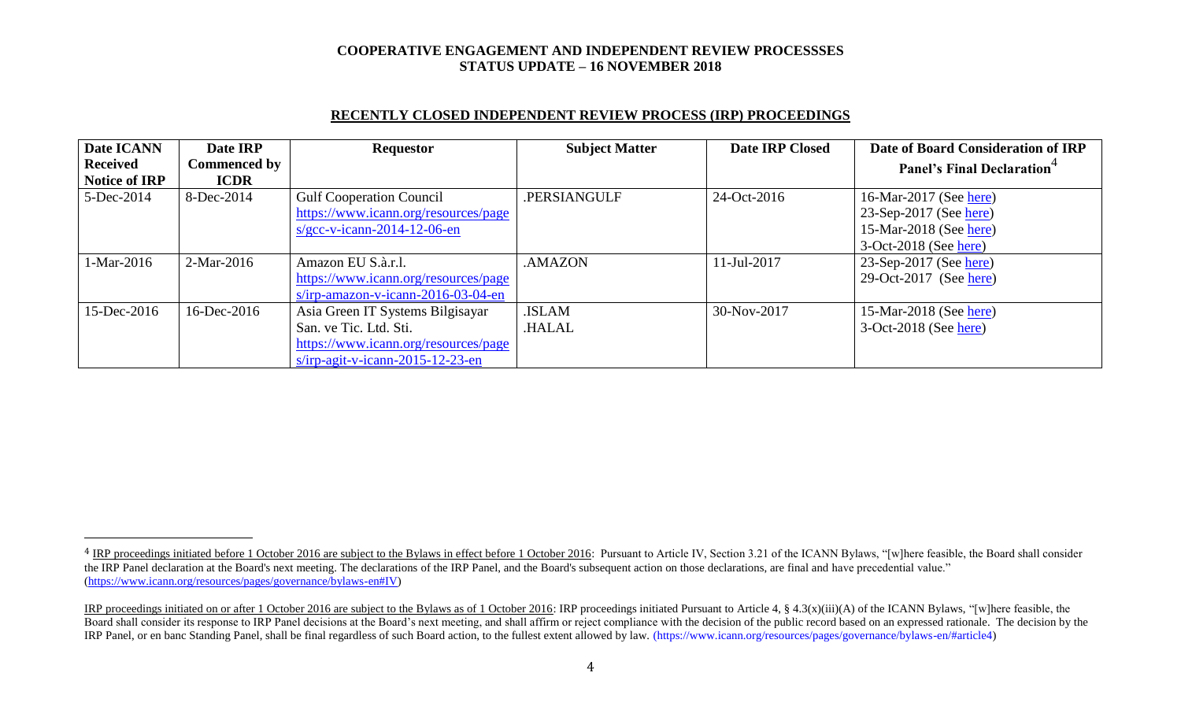**COOPERATIVE ENGAGEMENT AND INDEPENDENT REVIEW PROCESSSES**
**STATUS UPDATE – 16 NOVEMBER 2018**

## RECENTLY CLOSED INDEPENDENT REVIEW PROCESS (IRP) PROCEEDINGS

| Date ICANN Received Notice of IRP | Date IRP Commenced by ICDR | Requestor | Subject Matter | Date IRP Closed | Date of Board Consideration of IRP Panel's Final Declaration[4] |
|---|---|---|---|---|---|
| 5-Dec-2014 | 8-Dec-2014 | Gulf Cooperation Council https://www.icann.org/resources/pages/gcc-v-icann-2014-12-06-en | .PERSIANGULF | 24-Oct-2016 | 16-Mar-2017 (See here)<br>23-Sep-2017 (See here)<br>15-Mar-2018 (See here)<br>3-Oct-2018 (See here) |
| 1-Mar-2016 | 2-Mar-2016 | Amazon EU S.à.r.l. https://www.icann.org/resources/pages/irp-amazon-v-icann-2016-03-04-en | .AMAZON | 11-Jul-2017 | 23-Sep-2017 (See here)<br>29-Oct-2017 (See here) |
| 15-Dec-2016 | 16-Dec-2016 | Asia Green IT Systems Bilgisayar San. ve Tic. Ltd. Sti. https://www.icann.org/resources/pages/irp-agit-v-icann-2015-12-23-en | .ISLAM<br>.HALAL | 30-Nov-2017 | 15-Mar-2018 (See here)<br>3-Oct-2018 (See here) |

[4] IRP proceedings initiated before 1 October 2016 are subject to the Bylaws in effect before 1 October 2016: Pursuant to Article IV, Section 3.21 of the ICANN Bylaws, "[w]here feasible, the Board shall consider the IRP Panel declaration at the Board's next meeting. The declarations of the IRP Panel, and the Board's subsequent action on those declarations, are final and have precedential value." (https://www.icann.org/resources/pages/governance/bylaws-en#IV)

IRP proceedings initiated on or after 1 October 2016 are subject to the Bylaws as of 1 October 2016: IRP proceedings initiated Pursuant to Article 4, § 4.3(x)(iii)(A) of the ICANN Bylaws, "[w]here feasible, the Board shall consider its response to IRP Panel decisions at the Board's next meeting, and shall affirm or reject compliance with the decision of the public record based on an expressed rationale. The decision by the IRP Panel, or en banc Standing Panel, shall be final regardless of such Board action, to the fullest extent allowed by law. (https://www.icann.org/resources/pages/governance/bylaws-en/#article4)